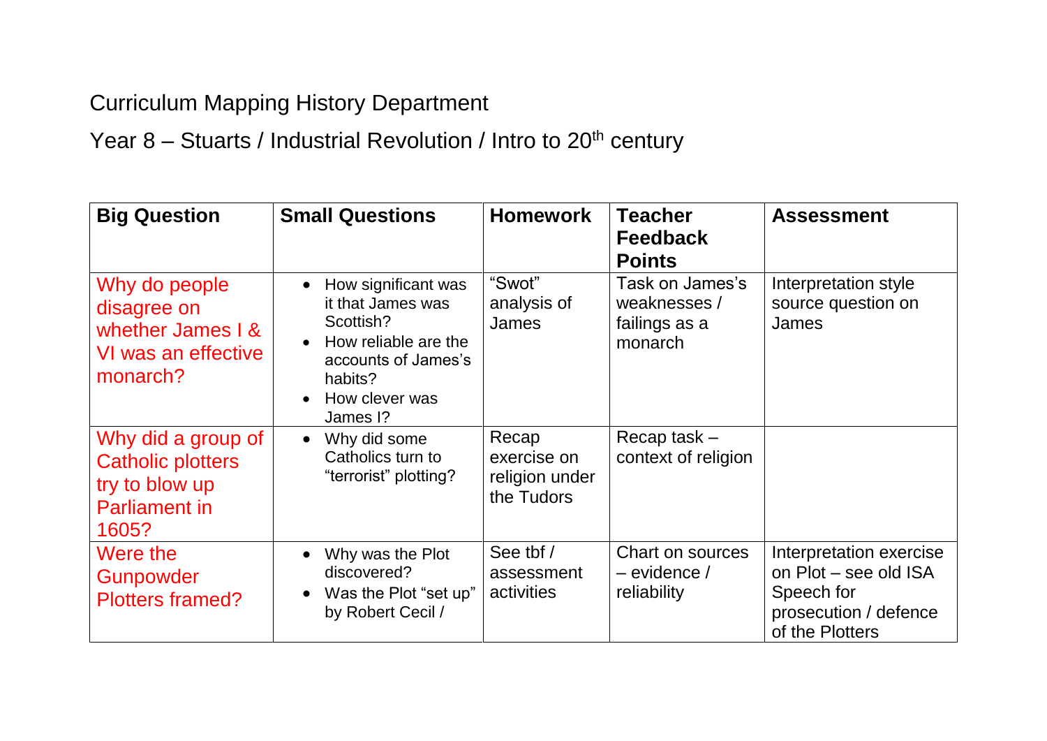Curriculum Mapping History Department

Year 8 – Stuarts / Industrial Revolution / Intro to 20th century

| Big Question | Small Questions | Homework | Teacher Feedback Points | Assessment |
|---|---|---|---|---|
| Why do people disagree on whether James I & VI was an effective monarch? | • How significant was it that James was Scottish?<br>• How reliable are the accounts of James's habits?<br>• How clever was James I? | "Swot" analysis of James | Task on James's weaknesses / failings as a monarch | Interpretation style source question on James |
| Why did a group of Catholic plotters try to blow up Parliament in 1605? | • Why did some Catholics turn to "terrorist" plotting? | Recap exercise on religion under the Tudors | Recap task – context of religion | |
| Were the Gunpowder Plotters framed? | • Why was the Plot discovered?<br>• Was the Plot "set up" by Robert Cecil / | See tbf / assessment activities | Chart on sources – evidence / reliability | Interpretation exercise on Plot – see old ISA Speech for prosecution / defence of the Plotters |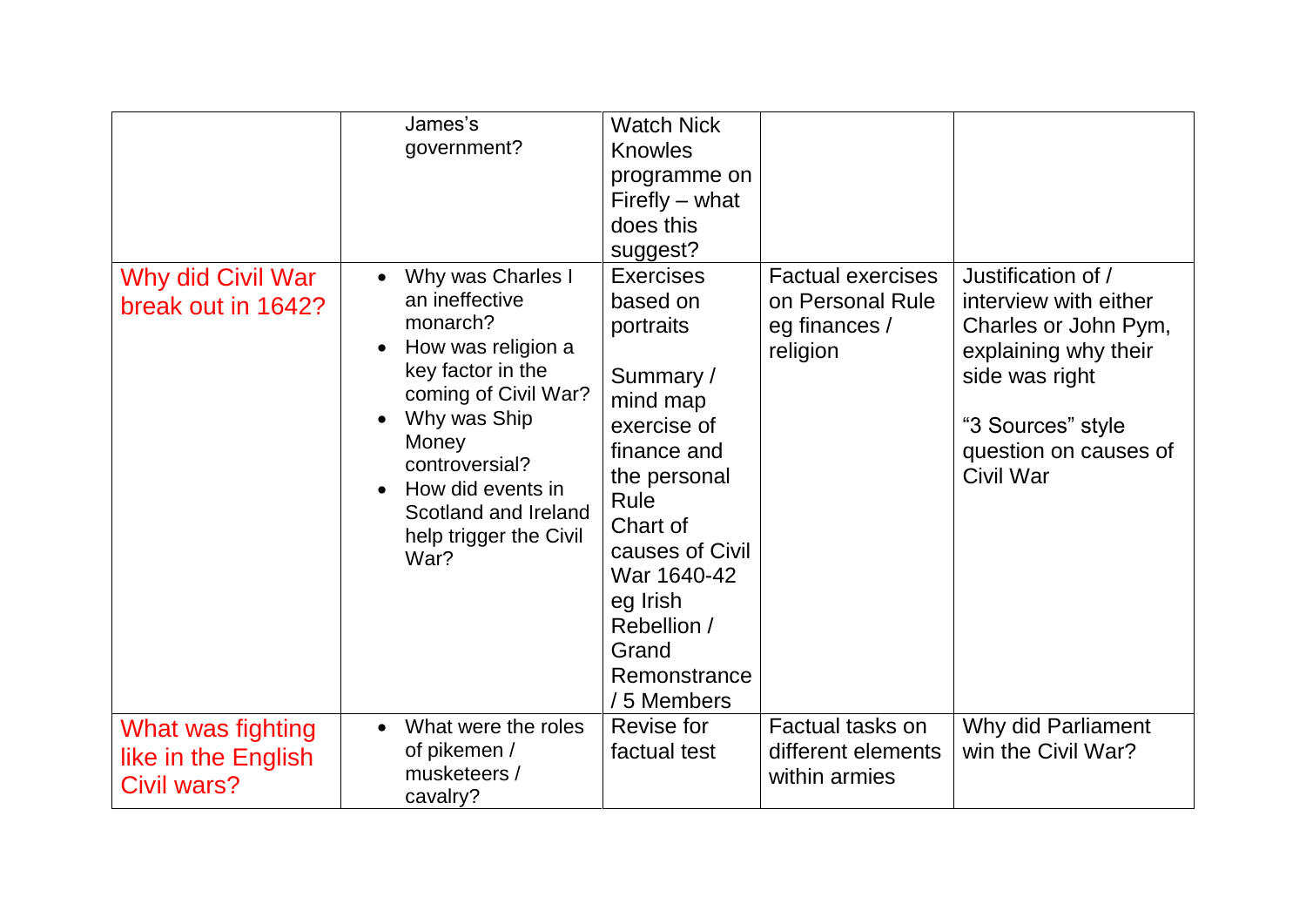| | | | | |
|---|---|---|---|---|
| | James's government? | Watch Nick Knowles programme on Firefly – what does this suggest? | | |
| Why did Civil War break out in 1642? | • Why was Charles I an ineffective monarch?<br>• How was religion a key factor in the coming of Civil War?<br>• Why was Ship Money controversial?<br>• How did events in Scotland and Ireland help trigger the Civil War? | Exercises based on portraits<br><br>Summary / mind map exercise of finance and the personal Rule<br>Chart of causes of Civil War 1640-42 eg Irish Rebellion / Grand Remonstrance / 5 Members | Factual exercises on Personal Rule eg finances / religion | Justification of / interview with either Charles or John Pym, explaining why their side was right<br><br>"3 Sources" style question on causes of Civil War |
| What was fighting like in the English Civil wars? | • What were the roles of pikemen / musketeers / cavalry? | Revise for factual test | Factual tasks on different elements within armies | Why did Parliament win the Civil War? |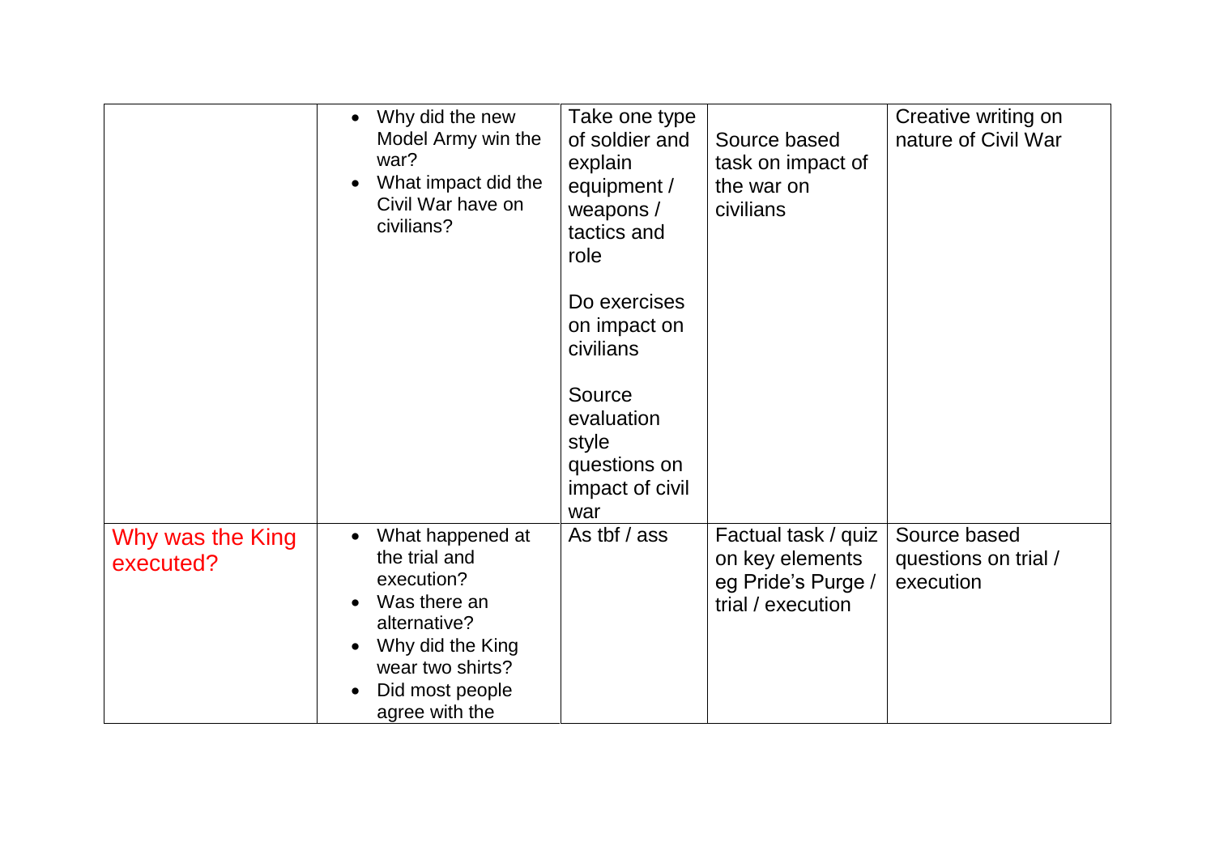| | | | | |
|---|---|---|---|---|
| | • Why did the new Model Army win the war?<br>• What impact did the Civil War have on civilians? | Take one type of soldier and explain equipment / weapons / tactics and role<br><br>Do exercises on impact on civilians<br><br>Source evaluation style questions on impact of civil war | Source based task on impact of the war on civilians | Creative writing on nature of Civil War |
| Why was the King executed? | • What happened at the trial and execution?<br>• Was there an alternative?<br>• Why did the King wear two shirts?<br>• Did most people agree with the | As tbf / ass | Factual task / quiz on key elements eg Pride's Purge / trial / execution | Source based questions on trial / execution |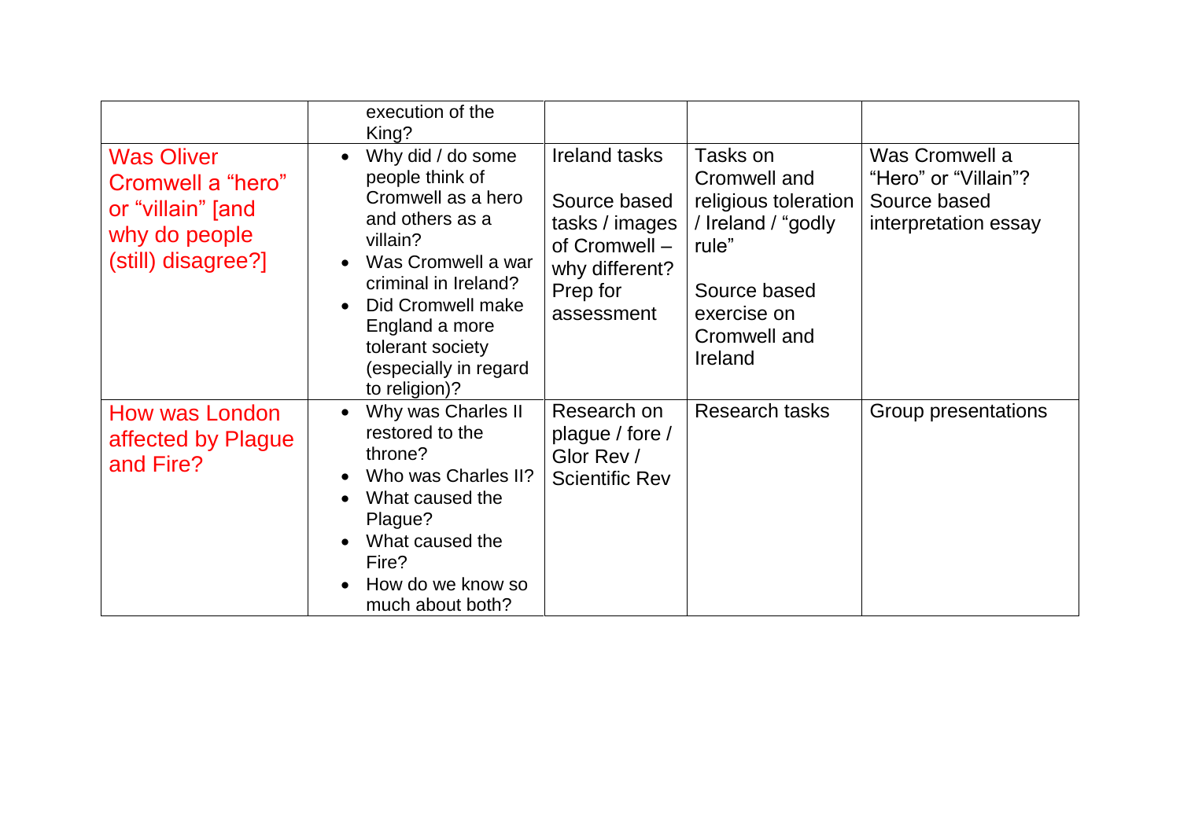| | | | | |
|---|---|---|---|---|
| | execution of the King? | | | |
| Was Oliver Cromwell a "hero" or "villain" [and why do people (still) disagree?] | • Why did / do some people think of Cromwell as a hero and others as a villain?<br>• Was Cromwell a war criminal in Ireland?<br>• Did Cromwell make England a more tolerant society (especially in regard to religion)? | Ireland tasks<br><br>Source based tasks / images of Cromwell – why different? Prep for assessment | Tasks on Cromwell and religious toleration / Ireland / "godly rule"<br><br>Source based exercise on Cromwell and Ireland | Was Cromwell a "Hero" or "Villain"? Source based interpretation essay |
| How was London affected by Plague and Fire? | • Why was Charles II restored to the throne?<br>• Who was Charles II?<br>• What caused the Plague?<br>• What caused the Fire?<br>• How do we know so much about both? | Research on plague / fore / Glor Rev / Scientific Rev | Research tasks | Group presentations |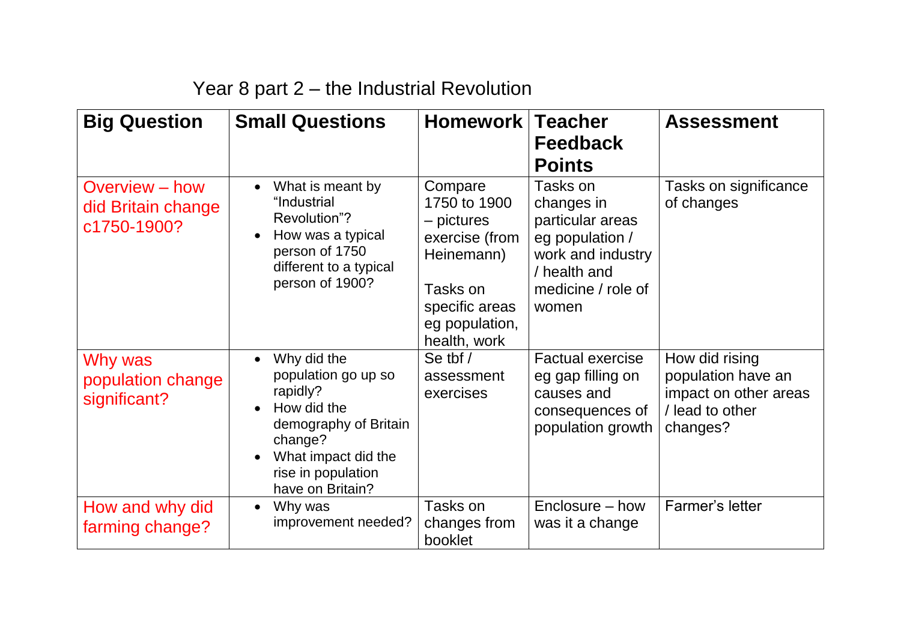Year 8 part 2 – the Industrial Revolution

| Big Question | Small Questions | Homework | Teacher Feedback Points | Assessment |
| --- | --- | --- | --- | --- |
| Overview – how did Britain change c1750-1900? | • What is meant by "Industrial Revolution"?<br>• How was a typical person of 1750 different to a typical person of 1900? | Compare 1750 to 1900 – pictures exercise (from Heinemann)<br><br>Tasks on specific areas eg population, health, work | Tasks on changes in particular areas eg population / work and industry / health and medicine / role of women | Tasks on significance of changes |
| Why was population change significant? | • Why did the population go up so rapidly?<br>• How did the demography of Britain change?<br>• What impact did the rise in population have on Britain? | Se tbf / assessment exercises | Factual exercise eg gap filling on causes and consequences of population growth | How did rising population have an impact on other areas / lead to other changes? |
| How and why did farming change? | • Why was improvement needed? | Tasks on changes from booklet | Enclosure – how was it a change | Farmer's letter |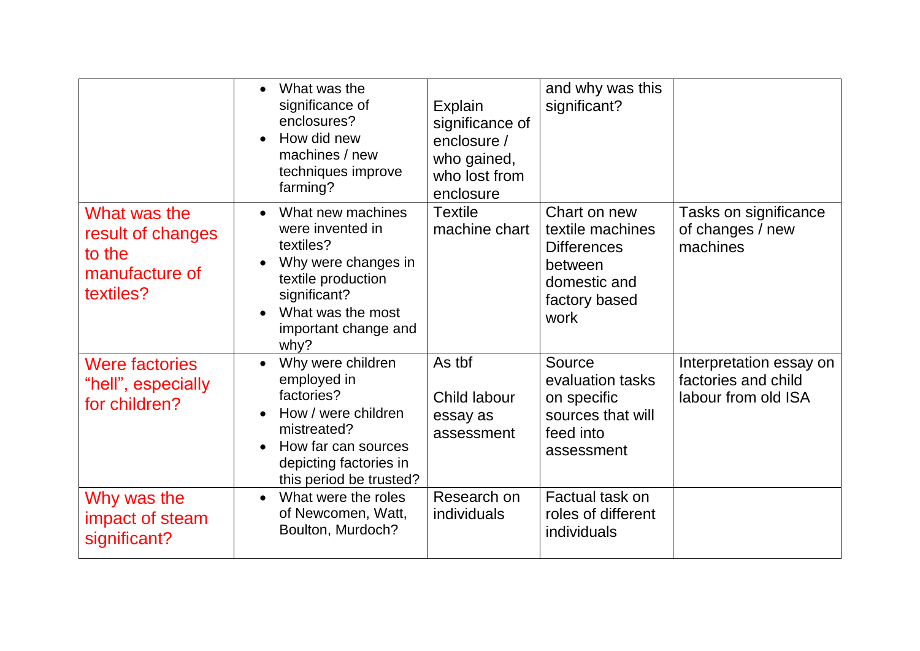| | | | | |
|---|---|---|---|---|
| | • What was the significance of enclosures?<br>• How did new machines / new techniques improve farming? | Explain significance of enclosure / who gained, who lost from enclosure | and why was this significant? | |
| What was the result of changes to the manufacture of textiles? | • What new machines were invented in textiles?<br>• Why were changes in textile production significant?<br>• What was the most important change and why? | Textile machine chart | Chart on new textile machines Differences between domestic and factory based work | Tasks on significance of changes / new machines |
| Were factories "hell", especially for children? | • Why were children employed in factories?<br>• How / were children mistreated?<br>• How far can sources depicting factories in this period be trusted? | As tbf<br><br>Child labour essay as assessment | Source evaluation tasks on specific sources that will feed into assessment | Interpretation essay on factories and child labour from old ISA |
| Why was the impact of steam significant? | • What were the roles of Newcomen, Watt, Boulton, Murdoch? | Research on individuals | Factual task on roles of different individuals | |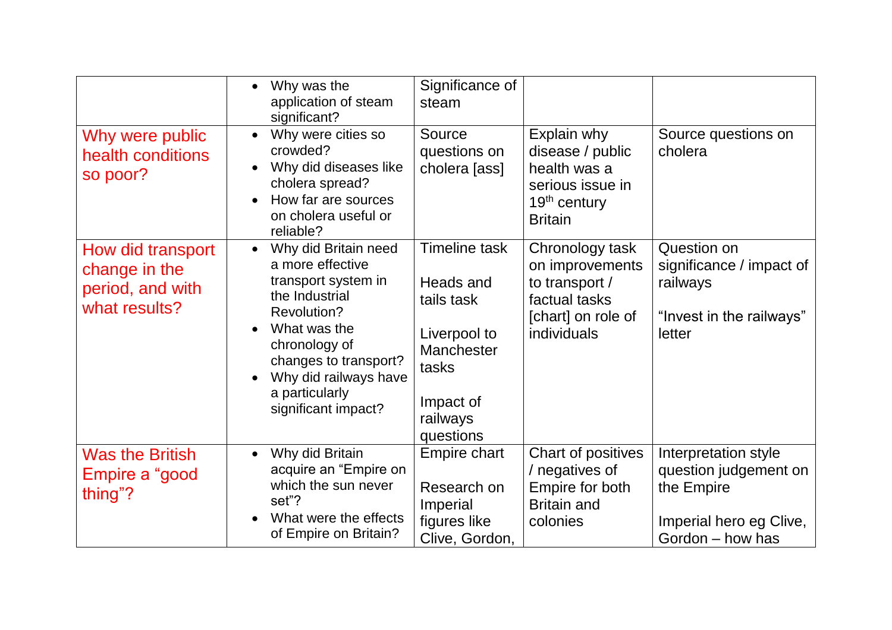| | | | | |
|---|---|---|---|---|
| | • Why was the application of steam significant? | Significance of steam | | |
| Why were public health conditions so poor? | • Why were cities so crowded?<br>• Why did diseases like cholera spread?<br>• How far are sources on cholera useful or reliable? | Source questions on cholera [ass] | Explain why disease / public health was a serious issue in 19th century Britain | Source questions on cholera |
| How did transport change in the period, and with what results? | • Why did Britain need a more effective transport system in the Industrial Revolution?<br>• What was the chronology of changes to transport?<br>• Why did railways have a particularly significant impact? | Timeline task<br><br>Heads and tails task<br><br>Liverpool to Manchester tasks<br><br>Impact of railways questions | Chronology task on improvements to transport / factual tasks [chart] on role of individuals | Question on significance / impact of railways<br><br>"Invest in the railways" letter |
| Was the British Empire a "good thing"? | • Why did Britain acquire an "Empire on which the sun never set"?<br>• What were the effects of Empire on Britain? | Empire chart<br><br>Research on Imperial figures like Clive, Gordon, | Chart of positives / negatives of Empire for both Britain and colonies | Interpretation style question judgement on the Empire<br><br>Imperial hero eg Clive, Gordon – how has |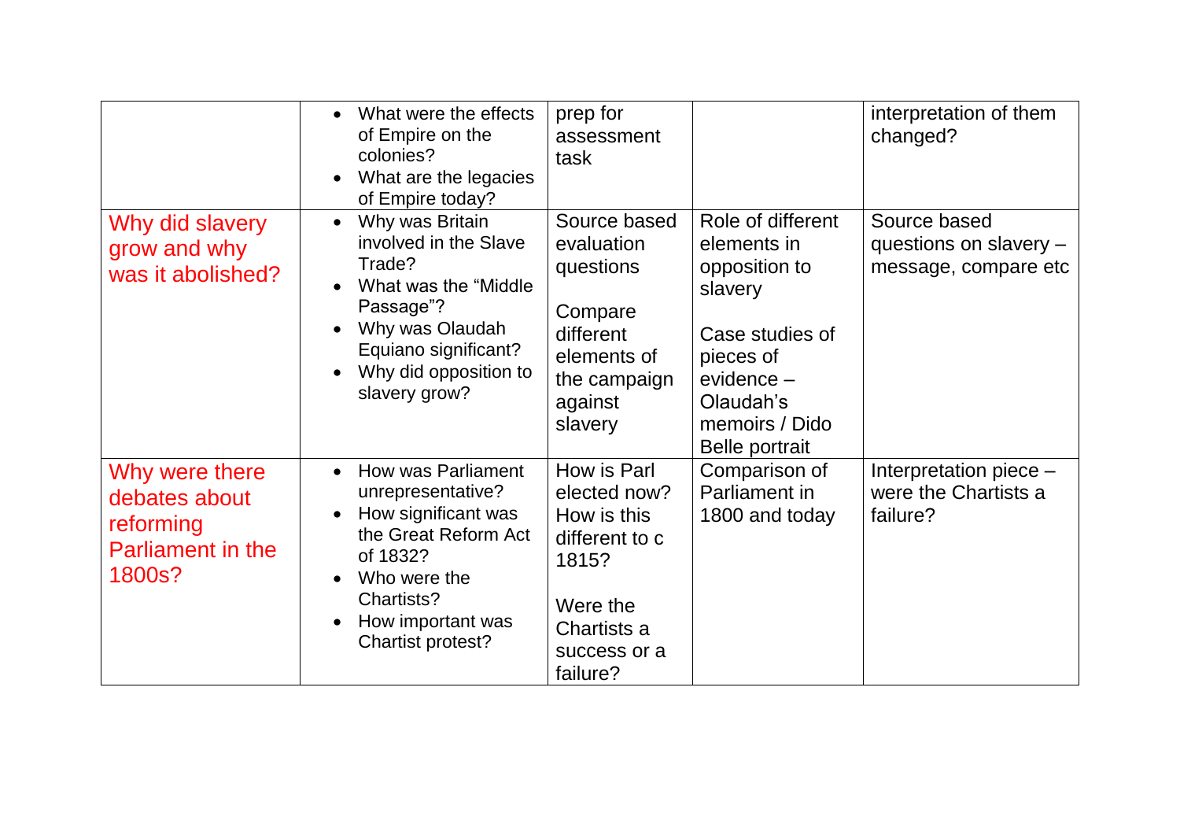| | | | | |
|---|---|---|---|---|
| | • What were the effects of Empire on the colonies?<br>• What are the legacies of Empire today? | prep for assessment task | | interpretation of them changed? |
| Why did slavery grow and why was it abolished? | • Why was Britain involved in the Slave Trade?<br>• What was the "Middle Passage"?<br>• Why was Olaudah Equiano significant?<br>• Why did opposition to slavery grow? | Source based evaluation questions<br><br>Compare different elements of the campaign against slavery | Role of different elements in opposition to slavery<br><br>Case studies of pieces of evidence – Olaudah's memoirs / Dido Belle portrait | Source based questions on slavery – message, compare etc |
| Why were there debates about reforming Parliament in the 1800s? | • How was Parliament unrepresentative?<br>• How significant was the Great Reform Act of 1832?<br>• Who were the Chartists?<br>• How important was Chartist protest? | How is Parl elected now? How is this different to c 1815?<br><br>Were the Chartists a success or a failure? | Comparison of Parliament in 1800 and today | Interpretation piece – were the Chartists a failure? |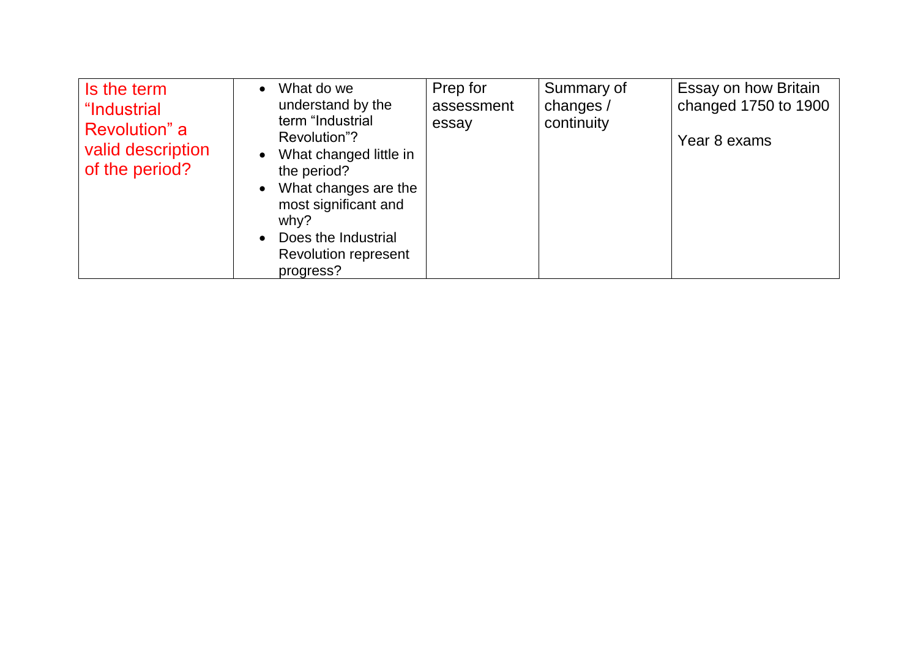| Is the term "Industrial Revolution" a valid description of the period? | • What do we understand by the term "Industrial Revolution"?<br>• What changed little in the period?<br>• What changes are the most significant and why?<br>• Does the Industrial Revolution represent progress? | Prep for assessment essay | Summary of changes / continuity | Essay on how Britain changed 1750 to 1900<br><br>Year 8 exams |
|---|---|---|---|---|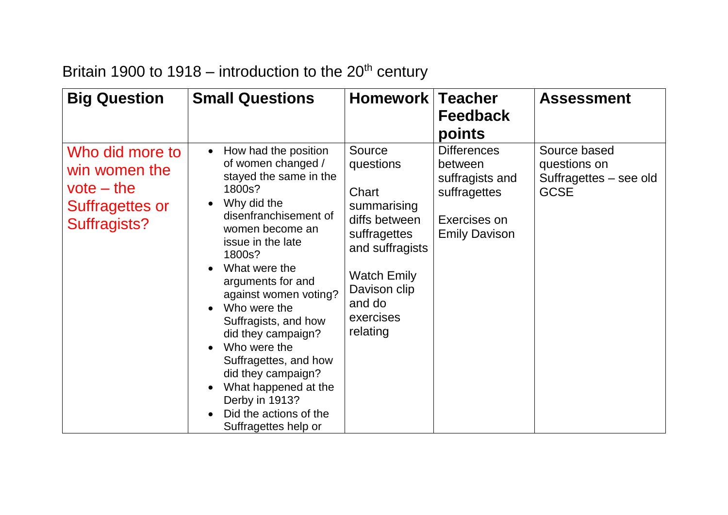Britain 1900 to 1918 – introduction to the 20th century

| Big Question | Small Questions | Homework | Teacher Feedback points | Assessment |
|---|---|---|---|---|
| Who did more to win women the vote – the Suffragettes or Suffragists? | • How had the position of women changed / stayed the same in the 1800s?<br>• Why did the disenfranchisement of women become an issue in the late 1800s?<br>• What were the arguments for and against women voting?<br>• Who were the Suffragists, and how did they campaign?<br>• Who were the Suffragettes, and how did they campaign?<br>• What happened at the Derby in 1913?<br>• Did the actions of the Suffragettes help or | Source questions<br><br>Chart summarising diffs between suffragettes and suffragists<br><br>Watch Emily Davison clip and do exercises relating | Differences between suffragists and suffragettes<br><br>Exercises on Emily Davison | Source based questions on Suffragettes – see old GCSE |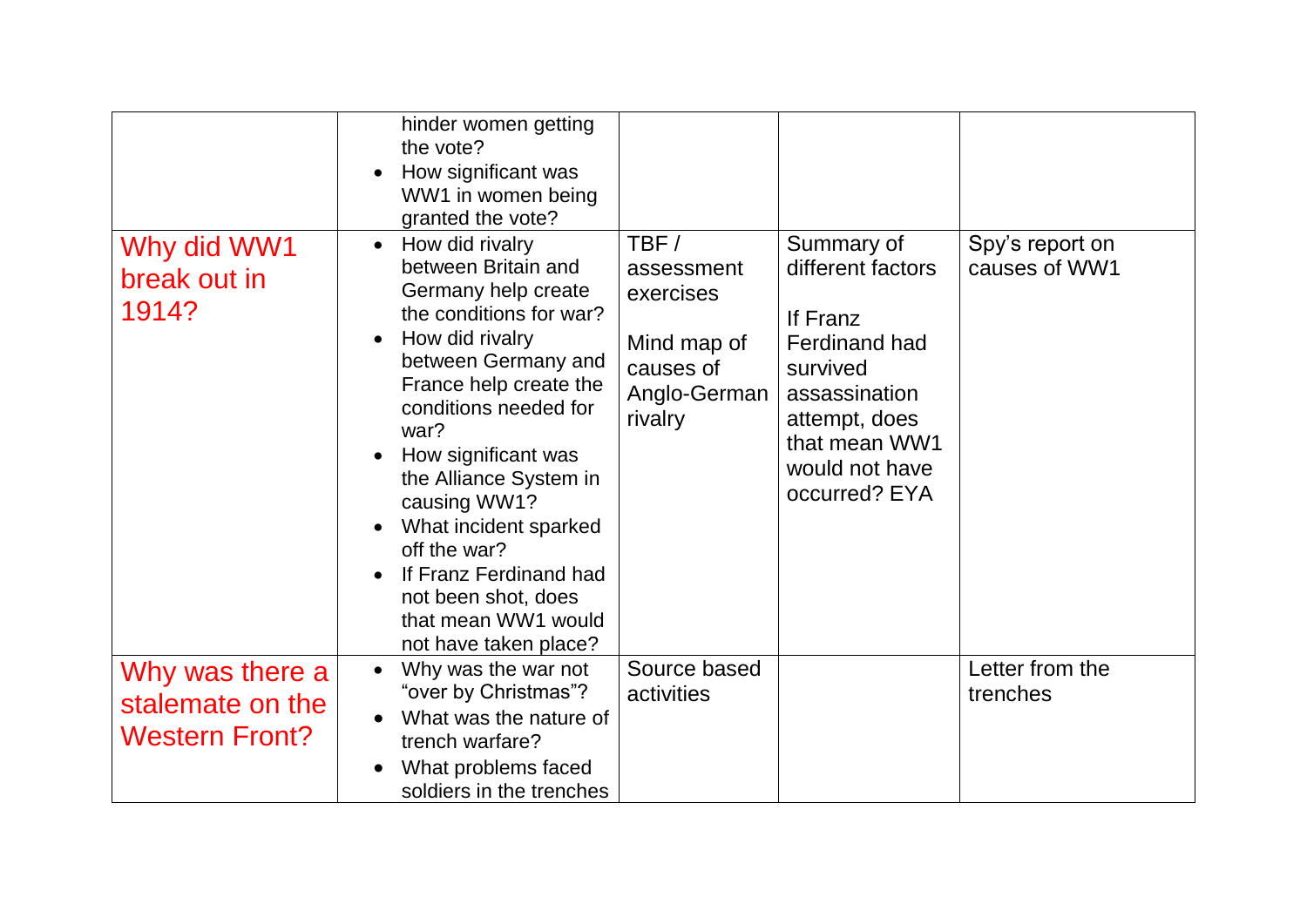| | | | | |
|---|---|---|---|---|
| | hinder women getting the vote?<br>• How significant was WW1 in women being granted the vote? | | | |
| Why did WW1 break out in 1914? | • How did rivalry between Britain and Germany help create the conditions for war?<br>• How did rivalry between Germany and France help create the conditions needed for war?<br>• How significant was the Alliance System in causing WW1?<br>• What incident sparked off the war?<br>• If Franz Ferdinand had not been shot, does that mean WW1 would not have taken place? | TBF / assessment exercises<br><br>Mind map of causes of Anglo-German rivalry | Summary of different factors<br><br>If Franz Ferdinand had survived assassination attempt, does that mean WW1 would not have occurred? EYA | Spy's report on causes of WW1 |
| Why was there a stalemate on the Western Front? | • Why was the war not "over by Christmas"?<br>• What was the nature of trench warfare?<br>• What problems faced soldiers in the trenches | Source based activities | | Letter from the trenches |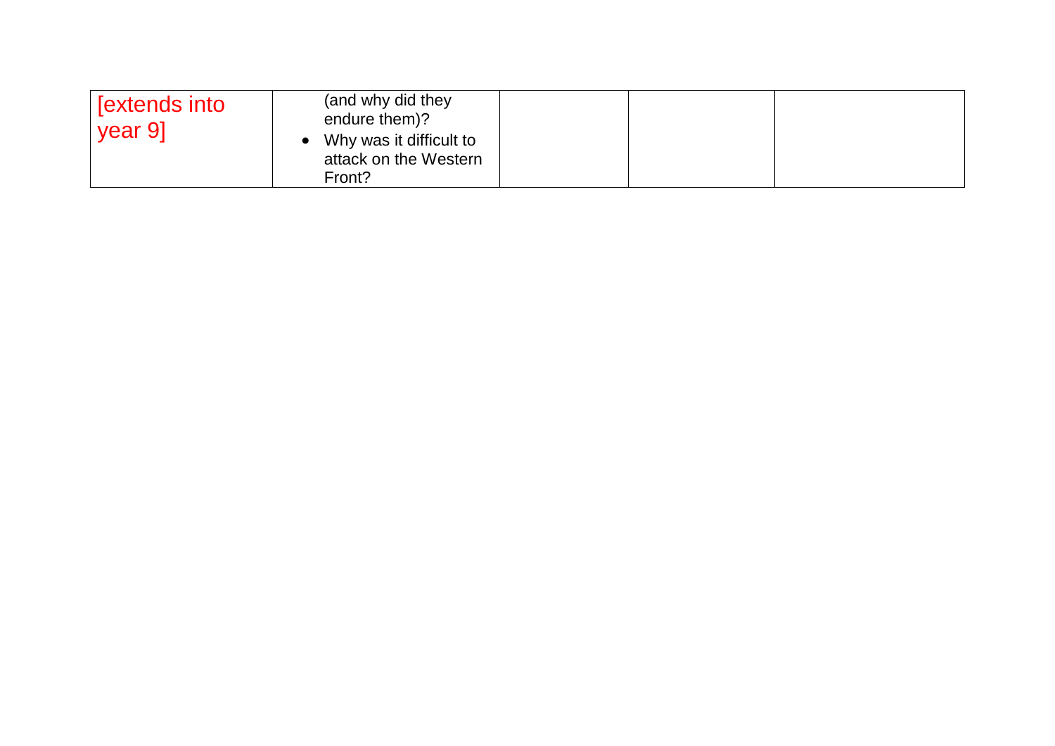| | | | | |
|---|---|---|---|---|
| [extends into year 9] | (and why did they endure them)?<br>• Why was it difficult to attack on the Western Front? | | | |